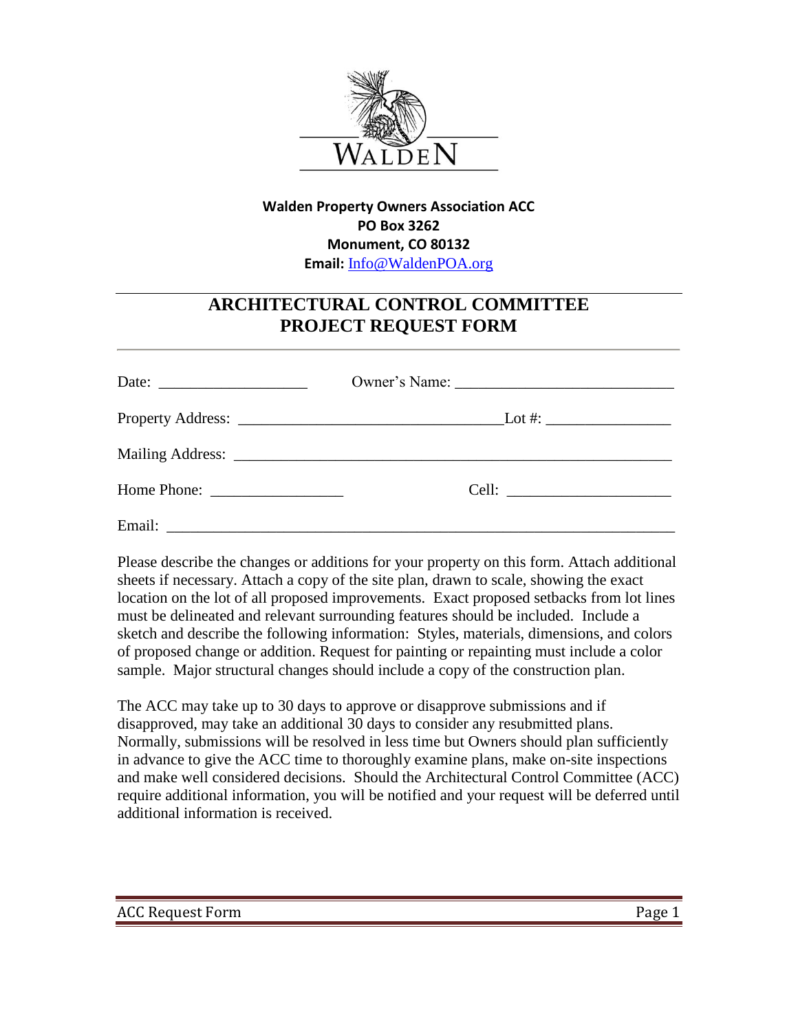WALDEN

**Walden Property Owners Association ACC**
**PO Box 3262**
**Monument, CO 80132**
**Email:** Info@WaldenPOA.org

# ARCHITECTURAL CONTROL COMMITTEE PROJECT REQUEST FORM

Date: ___________________ Owner's Name: ____________________________

Property Address: _________________________________Lot #: _______________

Mailing Address: ________________________________________________________

Home Phone: _________________ Cell: _____________________

Email: __________________________________________________________________

Please describe the changes or additions for your property on this form. Attach additional sheets if necessary. Attach a copy of the site plan, drawn to scale, showing the exact location on the lot of all proposed improvements. Exact proposed setbacks from lot lines must be delineated and relevant surrounding features should be included. Include a sketch and describe the following information: Styles, materials, dimensions, and colors of proposed change or addition. Request for painting or repainting must include a color sample. Major structural changes should include a copy of the construction plan.

The ACC may take up to 30 days to approve or disapprove submissions and if disapproved, may take an additional 30 days to consider any resubmitted plans. Normally, submissions will be resolved in less time but Owners should plan sufficiently in advance to give the ACC time to thoroughly examine plans, make on-site inspections and make well considered decisions. Should the Architectural Control Committee (ACC) require additional information, you will be notified and your request will be deferred until additional information is received.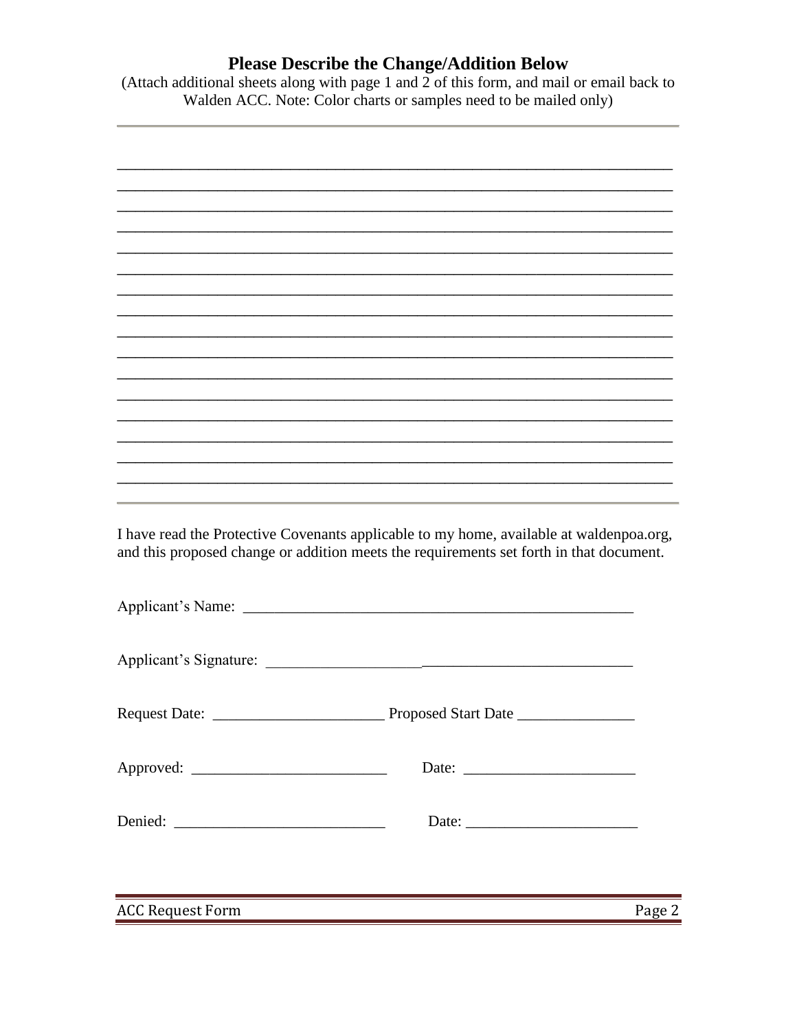## Please Describe the Change/Addition Below

(Attach additional sheets along with page 1 and 2 of this form, and mail or email back to Walden ACC. Note: Color charts or samples need to be mailed only)

---

_____________________________________________________________________
_____________________________________________________________________
_____________________________________________________________________
_____________________________________________________________________
_____________________________________________________________________
_____________________________________________________________________
_____________________________________________________________________
_____________________________________________________________________
_____________________________________________________________________
_____________________________________________________________________
_____________________________________________________________________
_____________________________________________________________________
_____________________________________________________________________
_____________________________________________________________________
_____________________________________________________________________
_____________________________________________________________________

---

I have read the Protective Covenants applicable to my home, available at waldenpoa.org, and this proposed change or addition meets the requirements set forth in that document.

Applicant's Name: ____________________________________________________

Applicant's Signature: ________________________________________________

Request Date: ______________________ Proposed Start Date _______________

Approved: _________________________ Date: ______________________

Denied: ___________________________ Date: ______________________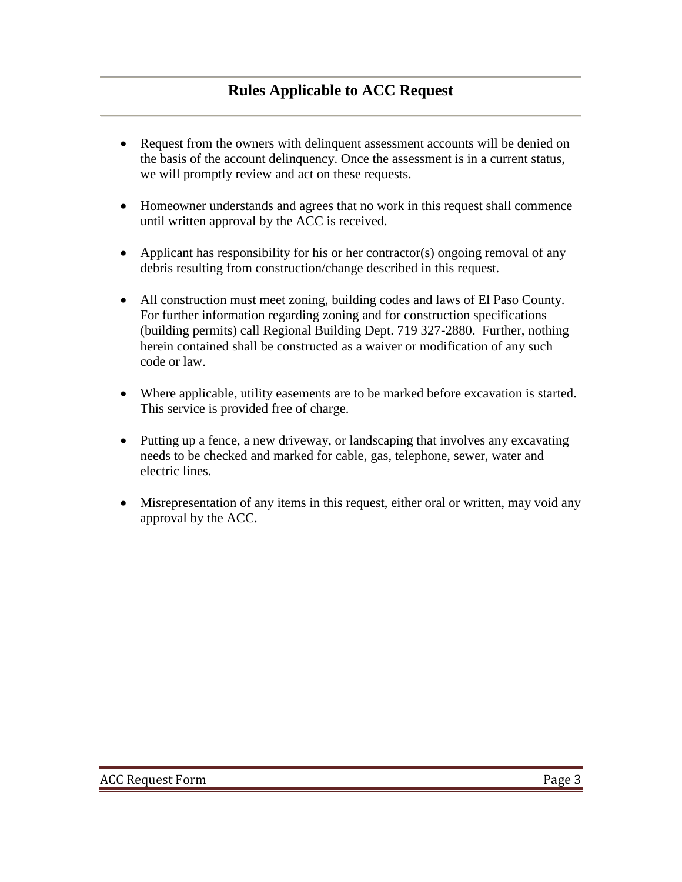## Rules Applicable to ACC Request

- Request from the owners with delinquent assessment accounts will be denied on the basis of the account delinquency. Once the assessment is in a current status, we will promptly review and act on these requests.

- Homeowner understands and agrees that no work in this request shall commence until written approval by the ACC is received.

- Applicant has responsibility for his or her contractor(s) ongoing removal of any debris resulting from construction/change described in this request.

- All construction must meet zoning, building codes and laws of El Paso County. For further information regarding zoning and for construction specifications (building permits) call Regional Building Dept. 719 327-2880. Further, nothing herein contained shall be constructed as a waiver or modification of any such code or law.

- Where applicable, utility easements are to be marked before excavation is started. This service is provided free of charge.

- Putting up a fence, a new driveway, or landscaping that involves any excavating needs to be checked and marked for cable, gas, telephone, sewer, water and electric lines.

- Misrepresentation of any items in this request, either oral or written, may void any approval by the ACC.